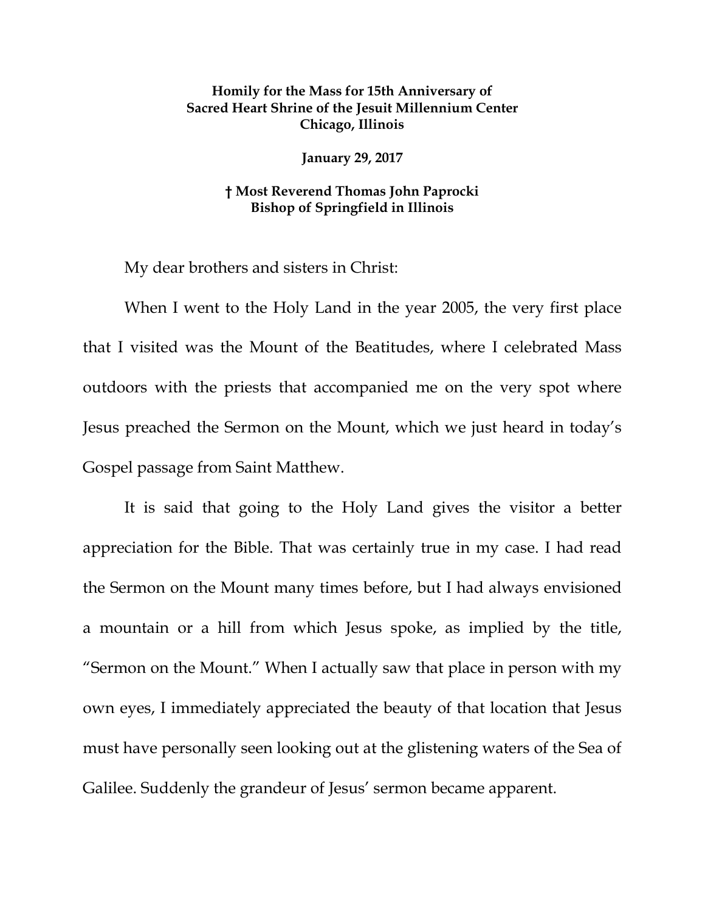**Homily for the Mass for 15th Anniversary of Sacred Heart Shrine of the Jesuit Millennium Center Chicago, Illinois**

**January 29, 2017**

**† Most Reverend Thomas John Paprocki Bishop of Springfield in Illinois**

My dear brothers and sisters in Christ:

When I went to the Holy Land in the year 2005, the very first place that I visited was the Mount of the Beatitudes, where I celebrated Mass outdoors with the priests that accompanied me on the very spot where Jesus preached the Sermon on the Mount, which we just heard in today's Gospel passage from Saint Matthew.

It is said that going to the Holy Land gives the visitor a better appreciation for the Bible. That was certainly true in my case. I had read the Sermon on the Mount many times before, but I had always envisioned a mountain or a hill from which Jesus spoke, as implied by the title, "Sermon on the Mount." When I actually saw that place in person with my own eyes, I immediately appreciated the beauty of that location that Jesus must have personally seen looking out at the glistening waters of the Sea of Galilee. Suddenly the grandeur of Jesus' sermon became apparent.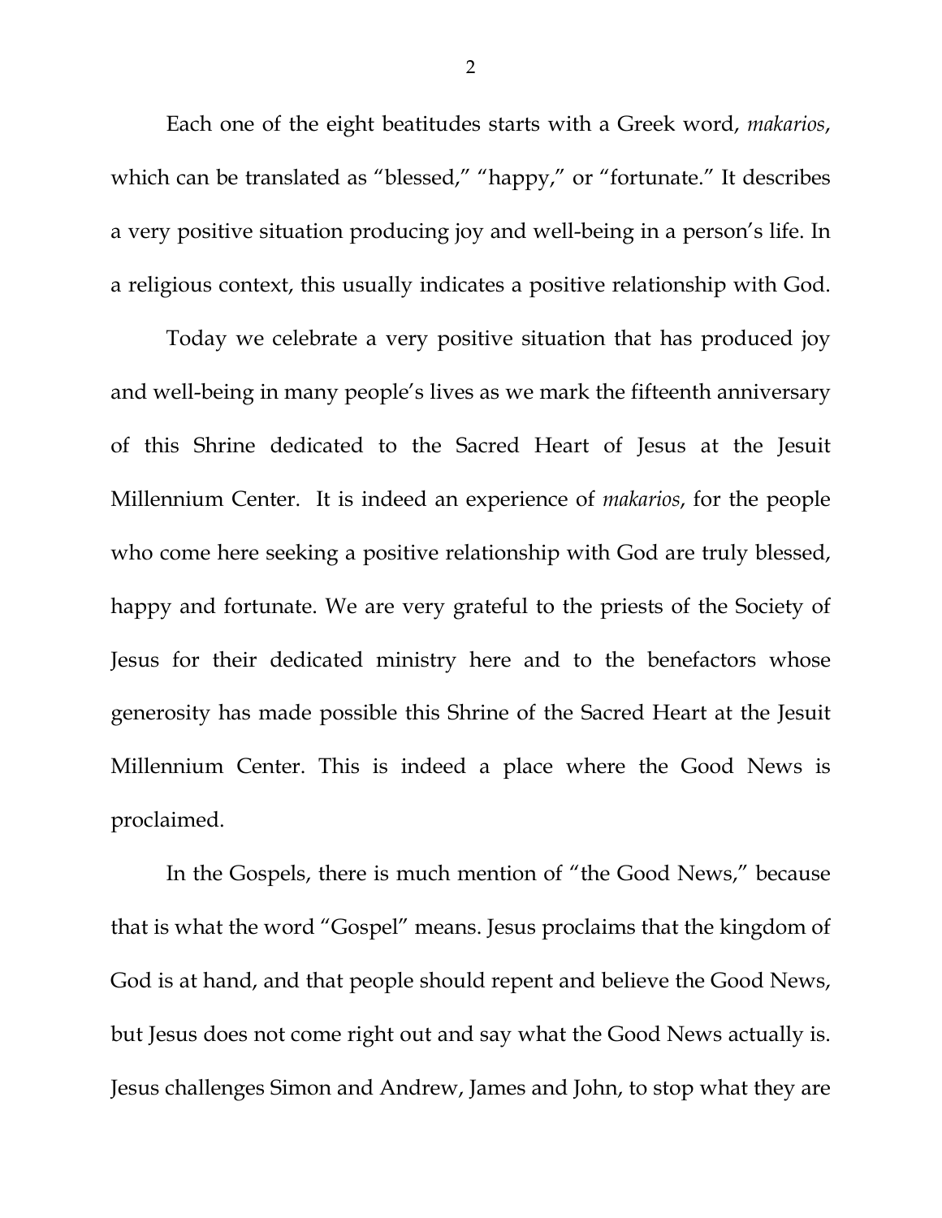Each one of the eight beatitudes starts with a Greek word, *makarios*, which can be translated as "blessed," "happy," or "fortunate." It describes a very positive situation producing joy and well-being in a person's life. In a religious context, this usually indicates a positive relationship with God.

Today we celebrate a very positive situation that has produced joy and well-being in many people's lives as we mark the fifteenth anniversary of this Shrine dedicated to the Sacred Heart of Jesus at the Jesuit Millennium Center. It is indeed an experience of *makarios*, for the people who come here seeking a positive relationship with God are truly blessed, happy and fortunate. We are very grateful to the priests of the Society of Jesus for their dedicated ministry here and to the benefactors whose generosity has made possible this Shrine of the Sacred Heart at the Jesuit Millennium Center. This is indeed a place where the Good News is proclaimed.

In the Gospels, there is much mention of "the Good News," because that is what the word "Gospel" means. Jesus proclaims that the kingdom of God is at hand, and that people should repent and believe the Good News, but Jesus does not come right out and say what the Good News actually is. Jesus challenges Simon and Andrew, James and John, to stop what they are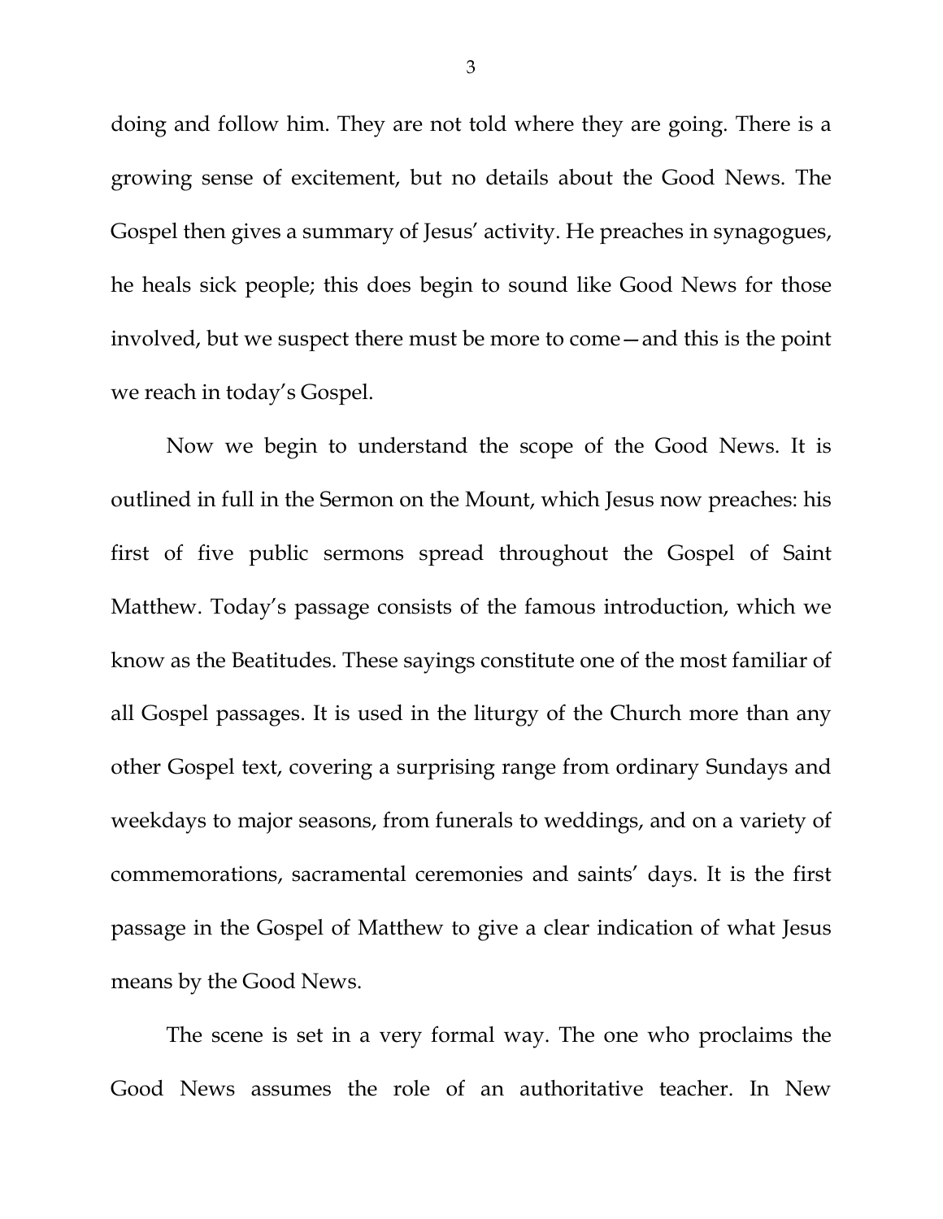doing and follow him. They are not told where they are going. There is a growing sense of excitement, but no details about the Good News. The Gospel then gives a summary of Jesus' activity. He preaches in synagogues, he heals sick people; this does begin to sound like Good News for those involved, but we suspect there must be more to come—and this is the point we reach in today's Gospel.

Now we begin to understand the scope of the Good News. It is outlined in full in the Sermon on the Mount, which Jesus now preaches: his first of five public sermons spread throughout the Gospel of Saint Matthew. Today's passage consists of the famous introduction, which we know as the Beatitudes. These sayings constitute one of the most familiar of all Gospel passages. It is used in the liturgy of the Church more than any other Gospel text, covering a surprising range from ordinary Sundays and weekdays to major seasons, from funerals to weddings, and on a variety of commemorations, sacramental ceremonies and saints' days. It is the first passage in the Gospel of Matthew to give a clear indication of what Jesus means by the Good News.

The scene is set in a very formal way. The one who proclaims the Good News assumes the role of an authoritative teacher. In New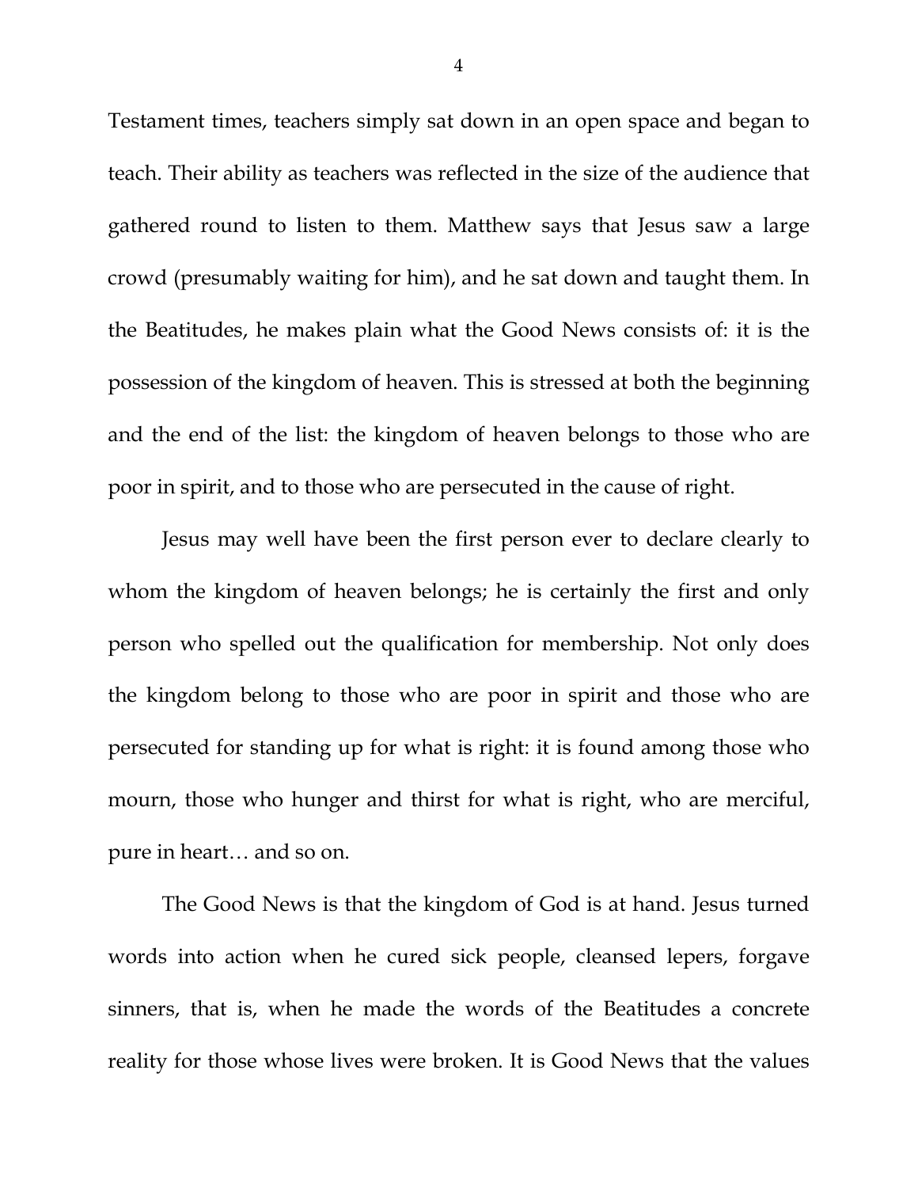Testament times, teachers simply sat down in an open space and began to teach. Their ability as teachers was reflected in the size of the audience that gathered round to listen to them. Matthew says that Jesus saw a large crowd (presumably waiting for him), and he sat down and taught them. In the Beatitudes, he makes plain what the Good News consists of: it is the possession of the kingdom of heaven. This is stressed at both the beginning and the end of the list: the kingdom of heaven belongs to those who are poor in spirit, and to those who are persecuted in the cause of right.

Jesus may well have been the first person ever to declare clearly to whom the kingdom of heaven belongs; he is certainly the first and only person who spelled out the qualification for membership. Not only does the kingdom belong to those who are poor in spirit and those who are persecuted for standing up for what is right: it is found among those who mourn, those who hunger and thirst for what is right, who are merciful, pure in heart… and so on.

The Good News is that the kingdom of God is at hand. Jesus turned words into action when he cured sick people, cleansed lepers, forgave sinners, that is, when he made the words of the Beatitudes a concrete reality for those whose lives were broken. It is Good News that the values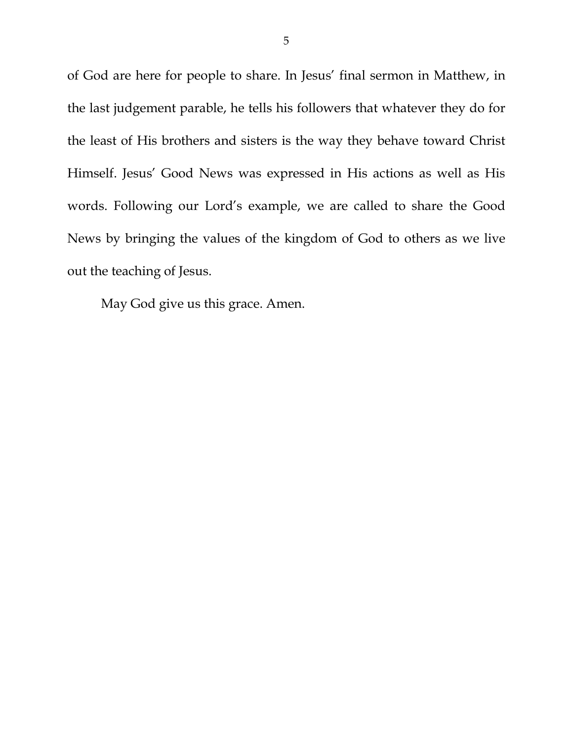of God are here for people to share. In Jesus' final sermon in Matthew, in the last judgement parable, he tells his followers that whatever they do for the least of His brothers and sisters is the way they behave toward Christ Himself. Jesus' Good News was expressed in His actions as well as His words. Following our Lord's example, we are called to share the Good News by bringing the values of the kingdom of God to others as we live out the teaching of Jesus.

May God give us this grace. Amen.